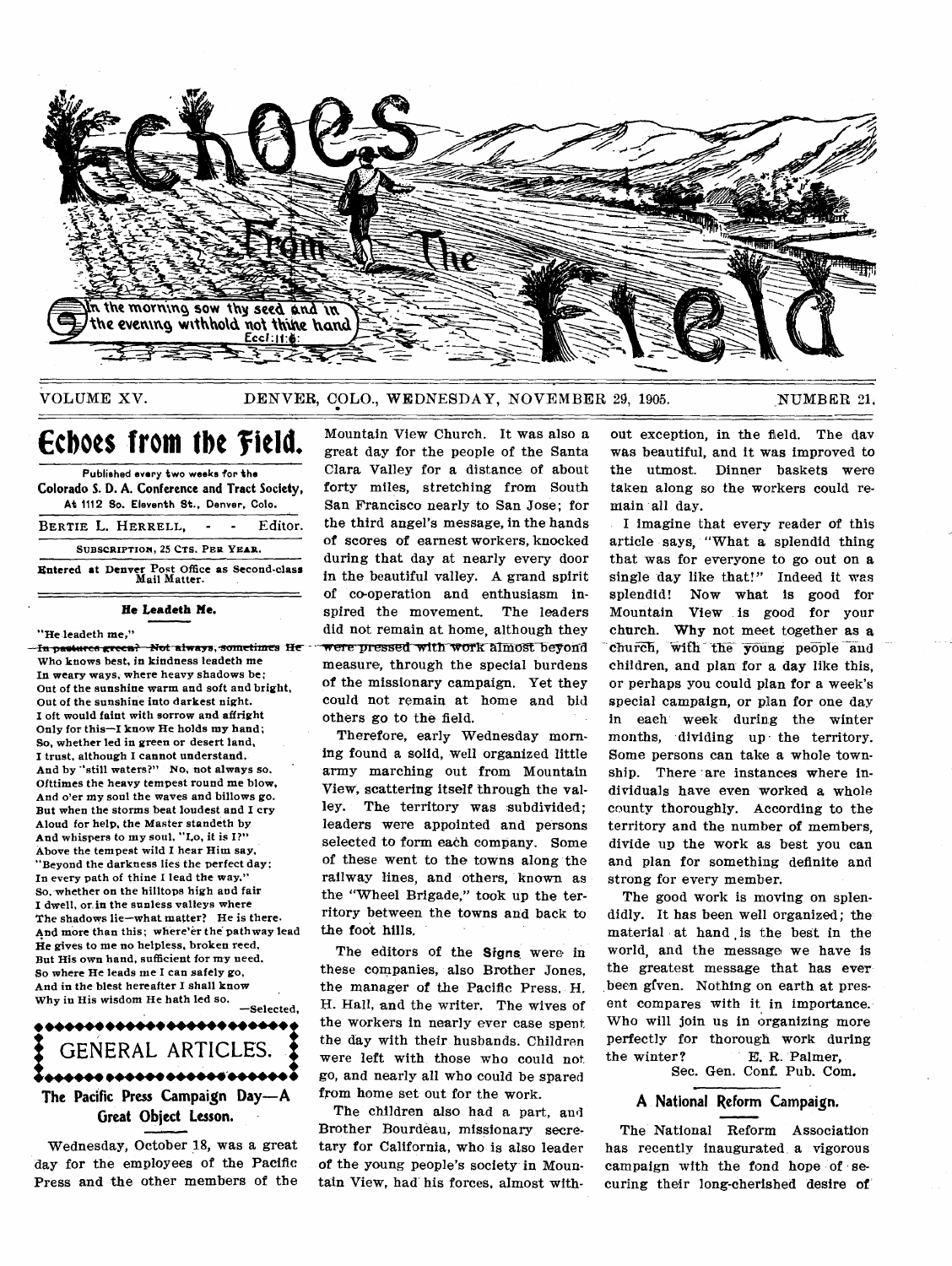# Echoes From The Field

In the morning sow thy seed and in the evening withhold not thine hand Eccl: 11:6

VOLUME XV. DENVER, COLO., WEDNESDAY, NOVEMBER 29, 1905. NUMBER 21.

## Echoes from the Field.

Published every two weeks for the Colorado S. D. A. Conference and Tract Society, At 1112 So. Eleventh St., Denver, Colo.

BERTIE L. HERRELL, - - Editor.

SUBSCRIPTION, 25 CTS. PER YEAR.

Entered at Denver Post Office as Second-class Mail Matter.

### He Leadeth Me.

"He leadeth me,"
~~In pastures green? Not always, sometimes He~~
Who knows best, in kindness leadeth me
In weary ways, where heavy shadows be;
Out of the sunshine warm and soft and bright,
Out of the sunshine into darkest night.
I oft would faint with sorrow and affright
Only for this—I know He holds my hand;
So, whether led in green or desert land,
I trust, although I cannot understand.
And by "still waters?" No, not always so.
Ofttimes the heavy tempest round me blow,
And o'er my soul the waves and billows go.
But when the storms beat loudest and I cry
Aloud for help, the Master standeth by
And whispers to my soul, "Lo, it is I?"
Above the tempest wild I hear Him say,
"Beyond the darkness lies the perfect day;
In every path of thine I lead the way."
So, whether on the hilltops high and fair
I dwell, or in the sunless valleys where
The shadows lie—what matter? He is there.
And more than this; where'er the pathway lead
He gives to me no helpless, broken reed,
But His own hand, sufficient for my need.
So where He leads me I can safely go,
And in the blest hereafter I shall know
Why in His wisdom He hath led so.

—Selected.

## GENERAL ARTICLES.

### The Pacific Press Campaign Day—A Great Object Lesson.

Wednesday, October 18, was a great day for the employees of the Pacific Press and the other members of the Mountain View Church. It was also a great day for the people of the Santa Clara Valley for a distance of about forty miles, stretching from South San Francisco nearly to San Jose; for the third angel's message, in the hands of scores of earnest workers, knocked during that day at nearly every door in the beautiful valley. A grand spirit of co-operation and enthusiasm inspired the movement. The leaders did not remain at home, although they were pressed with work almost beyond measure, through the special burdens of the missionary campaign. Yet they could not remain at home and bid others go to the field.

Therefore, early Wednesday morning found a solid, well organized little army marching out from Mountain View, scattering itself through the valley. The territory was subdivided; leaders were appointed and persons selected to form each company. Some of these went to the towns along the railway lines, and others, known as the "Wheel Brigade," took up the territory between the towns and back to the foot hills.

The editors of the **Signs** were in these companies, also Brother Jones, the manager of the Pacific Press, H. H. Hall, and the writer. The wives of the workers in nearly ever case spent the day with their husbands. Children were left with those who could not go, and nearly all who could be spared from home set out for the work.

The children also had a part, and Brother Bourdeau, missionary secretary for California, who is also leader of the young people's society in Mountain View, had his forces, almost without exception, in the field. The day was beautiful, and it was improved to the utmost. Dinner baskets were taken along so the workers could remain all day.

I imagine that every reader of this article says, "What a splendid thing that was for everyone to go out on a single day like that!" Indeed it was splendid! Now what is good for Mountain View is good for your church. Why not meet together as a church, with the young people and children, and plan for a day like this, or perhaps you could plan for a week's special campaign, or plan for one day in each week during the winter months, dividing up the territory. Some persons can take a whole township. There are instances where individuals have even worked a whole county thoroughly. According to the territory and the number of members, divide up the work as best you can and plan for something definite and strong for every member.

The good work is moving on splendidly. It has been well organized; the material at hand is the best in the world, and the message we have is the greatest message that has ever been given. Nothing on earth at present compares with it in importance. Who will join us in organizing more perfectly for thorough work during the winter?

E. R. Palmer,
Sec. Gen. Conf. Pub. Com.

### A National Reform Campaign.

The National Reform Association has recently inaugurated a vigorous campaign with the fond hope of securing their long-cherished desire of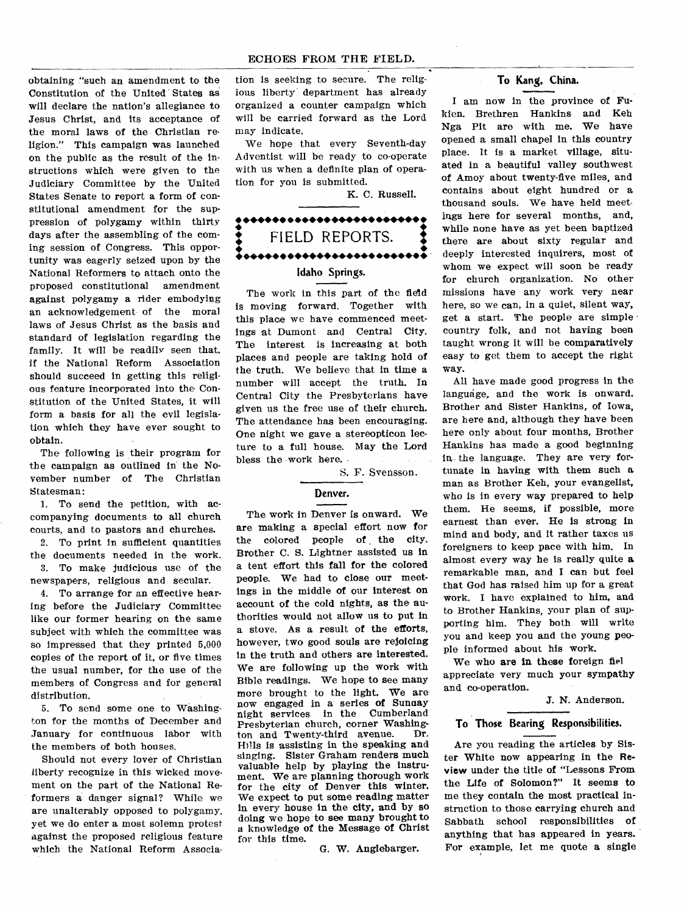obtaining "such an amendment to the Constitution of the United States as will declare the nation's allegiance to Jesus Christ, and its acceptance of the moral laws of the Christian religion." This campaign was launched on the public as the result of the instructions which were given to the Judiciary Committee by the United States Senate to report a form of constitutional amendment for the suppression of polygamy within thirty days after the assembling of the coming session of Congress. This opportunity was eagerly seized upon by the National Reformers to attach onto the proposed constitutional amendment against polygamy a rider embodying an acknowledgement of the moral laws of Jesus Christ as the basis and standard of legislation regarding the family. It will be readily seen that, if the National Reform Association should succeed in getting this religious feature incorporated into the Constitution of the United States, it will form a basis for all the evil legislation which they have ever sought to obtain.

The following is their program for the campaign as outlined in the November number of The Christian Statesman:

1. To send the petition, with accompanying documents to all church courts, and to pastors and churches.
2. To print in sufficient quantities the documents needed in the work.
3. To make judicious use of the newspapers, religious and secular.
4. To arrange for an effective hearing before the Judiciary Committee like our former hearing on the same subject with which the committee was so impressed that they printed 5,000 copies of the report of it, or five times the usual number, for the use of the members of Congress and for general distribution.
5. To send some one to Washington for the months of December and January for continuous labor with the members of both houses.

Should not every lover of Christian liberty recognize in this wicked movement on the part of the National Reformers a danger signal? While we are unalterably opposed to polygamy, yet we do enter a most solemn protest against the proposed religious feature which the National Reform Association is seeking to secure. The religious liberty department has already organized a counter campaign which will be carried forward as the Lord may indicate.

We hope that every Seventh-day Adventist will be ready to co-operate with us when a definite plan of operation for you is submitted.

K. C. Russell.

# FIELD REPORTS.

### Idaho Springs.

The work in this part of the field is moving forward. Together with this place we have commenced meetings at Dumont and Central City. The interest is increasing at both places and people are taking hold of the truth. We believe that in time a number will accept the truth. In Central City the Presbyterians have given us the free use of their church. The attendance has been encouraging. One night we gave a stereopticon lecture to a full house. May the Lord bless the work here.

S. F. Svensson.

### Denver.

The work in Denver is onward. We are making a special effort now for the colored people of the city. Brother C. S. Lightner assisted us in a tent effort this fall for the colored people. We had to close our meetings in the middle of our interest on account of the cold nights, as the authorities would not allow us to put in a stove. As a result of the efforts, however, two good souls are rejoicing in the truth and others are interested. We are following up the work with Bible readings. We hope to see many more brought to the light. We are now engaged in a series of Sunday night services in the Cumberland Presbyterian church, corner Washington and Twenty-third avenue. Dr. Hills is assisting in the speaking and singing. Sister Graham renders much valuable help by playing the instrument. We are planning thorough work for the city of Denver this winter. We expect to put some reading matter in every house in the city, and by so doing we hope to see many brought to a knowledge of the Message of Christ for this time.

G. W. Anglebarger.

### To Kang, China.

I am now in the province of Fukien. Brethren Hankins and Keh Nga Pit are with me. We have opened a small chapel in this country place. It is a market village, situated in a beautiful valley southwest of Amoy about twenty-five miles, and contains about eight hundred or a thousand souls. We have held meetings here for several months, and, while none have as yet been baptized there are about sixty regular and deeply interested inquirers, most of whom we expect will soon be ready for church organization. No other missions have any work very near here, so we can, in a quiet, silent way, get a start. The people are simple country folk, and not having been taught wrong it will be comparatively easy to get them to accept the right way.

All have made good progress in the language, and the work is onward. Brother and Sister Hankins, of Iowa, are here and, although they have been here only about four months, Brother Hankins has made a good beginning in the language. They are very fortunate in having with them such a man as Brother Keh, your evangelist, who is in every way prepared to help them. He seems, if possible, more earnest than ever. He is strong in mind and body, and it rather taxes us foreigners to keep pace with him. In almost every way he is really quite a remarkable man, and I can but feel that God has raised him up for a great work. I have explained to him, and to Brother Hankins, your plan of supporting him. They both will write you and keep you and the young people informed about his work.

We who are in these foreign fiel appreciate very much your sympathy and co-operation.

J. N. Anderson.

### To Those Bearing Responsibilities.

Are you reading the articles by Sister White now appearing in the Review under the title of "Lessons From the Life of Solomon?" It seems to me they contain the most practical instruction to those carrying church and Sabbath school responsibilities of anything that has appeared in years. For example, let me quote a single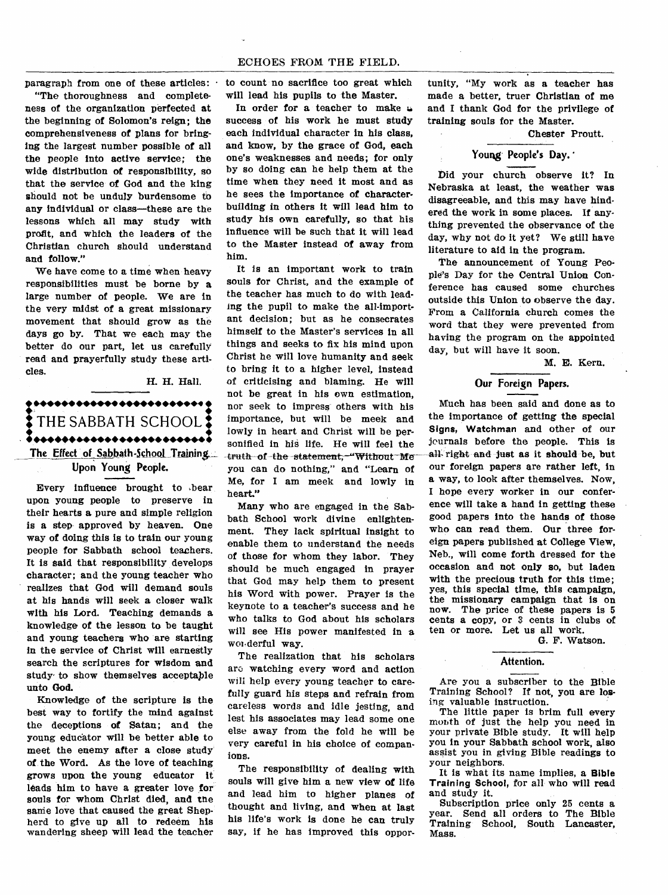paragraph from one of these articles:

"The thoroughness and completeness of the organization perfected at the beginning of Solomon's reign; the comprehensiveness of plans for bringing the largest number possible of all the people into active service; the wide distribution of responsibility, so that the service of God and the king should not be unduly burdensome to any individual or class—these are the lessons which all may study with profit, and which the leaders of the Christian church should understand and follow."

We have come to a time when heavy responsibilities must be borne by a large number of people. We are in the very midst of a great missionary movement that should grow as the days go by. That we each may the better do our part, let us carefully read and prayerfully study these articles.

H. H. Hall.

## THE SABBATH SCHOOL

### The Effect of Sabbath-School Training Upon Young People.

Every influence brought to bear upon young people to preserve in their hearts a pure and simple religion is a step approved by heaven. One way of doing this is to train our young people for Sabbath school teachers. It is said that responsibility develops character; and the young teacher who realizes that God will demand souls at his hands will seek a closer walk with his Lord. Teaching demands a knowledge of the lesson to be taught and young teachers who are starting in the service of Christ will earnestly search the scriptures for wisdom and study to show themselves acceptable unto God.

Knowledge of the scripture is the best way to fortify the mind against the deceptions of Satan; and the young educator will be better able to meet the enemy after a close study of the Word. As the love of teaching grows upon the young educator it leads him to have a greater love for souls for whom Christ died, and the same love that caused the great Shepherd to give up all to redeem his wandering sheep will lead the teacher to count no sacrifice too great which will lead his pupils to the Master.

In order for a teacher to make a success of his work he must study each individual character in his class, and know, by the grace of God, each one's weaknesses and needs; for only by so doing can he help them at the time when they need it most and as he sees the importance of character-building in others it will lead him to study his own carefully, so that his influence will be such that it will lead to the Master instead of away from him.

It is an important work to train souls for Christ, and the example of the teacher has much to do with leading the pupil to make the all-important decision; but as he consecrates himself to the Master's services in all things and seeks to fix his mind upon Christ he will love humanity and seek to bring it to a higher level, instead of criticising and blaming. He will not be great in his own estimation, nor seek to impress others with his importance, but will be meek and lowly in heart and Christ will be personified in his life. He will feel the truth of the statement, "Without Me you can do nothing," and "Learn of Me, for I am meek and lowly in heart."

Many who are engaged in the Sabbath School work divine enlightenment. They lack spiritual insight to enable them to understand the needs of those for whom they labor. They should be much engaged in prayer that God may help them to present his Word with power. Prayer is the keynote to a teacher's success and he who talks to God about his scholars will see His power manifested in a wonderful way.

The realization that his scholars are watching every word and action will help every young teacher to carefully guard his steps and refrain from careless words and idle jesting, and lest his associates may lead some one else away from the fold he will be very careful in his choice of companions.

The responsibility of dealing with souls will give him a new view of life and lead him to higher planes of thought and living, and when at last his life's work is done he can truly say, if he has improved this opportunity, "My work as a teacher has made a better, truer Christian of me and I thank God for the privilege of training souls for the Master.

Chester Proutt.

### Young People's Day.

Did your church observe it? In Nebraska at least, the weather was disagreeable, and this may have hindered the work in some places. If anything prevented the observance of the day, why not do it yet? We still have literature to aid in the program.

The announcement of Young People's Day for the Central Union Conference has caused some churches outside this Union to observe the day. From a California church comes the word that they were prevented from having the program on the appointed day, but will have it soon.

M. E. Kern.

### Our Foreign Papers.

Much has been said and done as to the importance of getting the special **Signs, Watchman** and other of our journals before the people. This is all right and just as it should be, but our foreign papers are rather left, in a way, to look after themselves. Now, I hope every worker in our conference will take a hand in getting these good papers into the hands of those who can read them. Our three foreign papers published at College View, Neb., will come forth dressed for the occasion and not only so, but laden with the precious truth for this time; yes, this special time, this campaign, the missionary campaign that is on now. The price of these papers is 5 cents a copy, or 3 cents in clubs of ten or more. Let us all work.

G. F. Watson.

### Attention.

Are you a subscriber to the Bible Training School? If not, you are losing valuable instruction.

The little paper is brim full every month of just the help you need in your private Bible study. It will help you in your Sabbath school work, also assist you in giving Bible readings to your neighbors.

It is what its name implies, a **Bible Training School**, for all who will read and study it.

Subscription price only 25 cents a year. Send all orders to The Bible Training School, South Lancaster, Mass.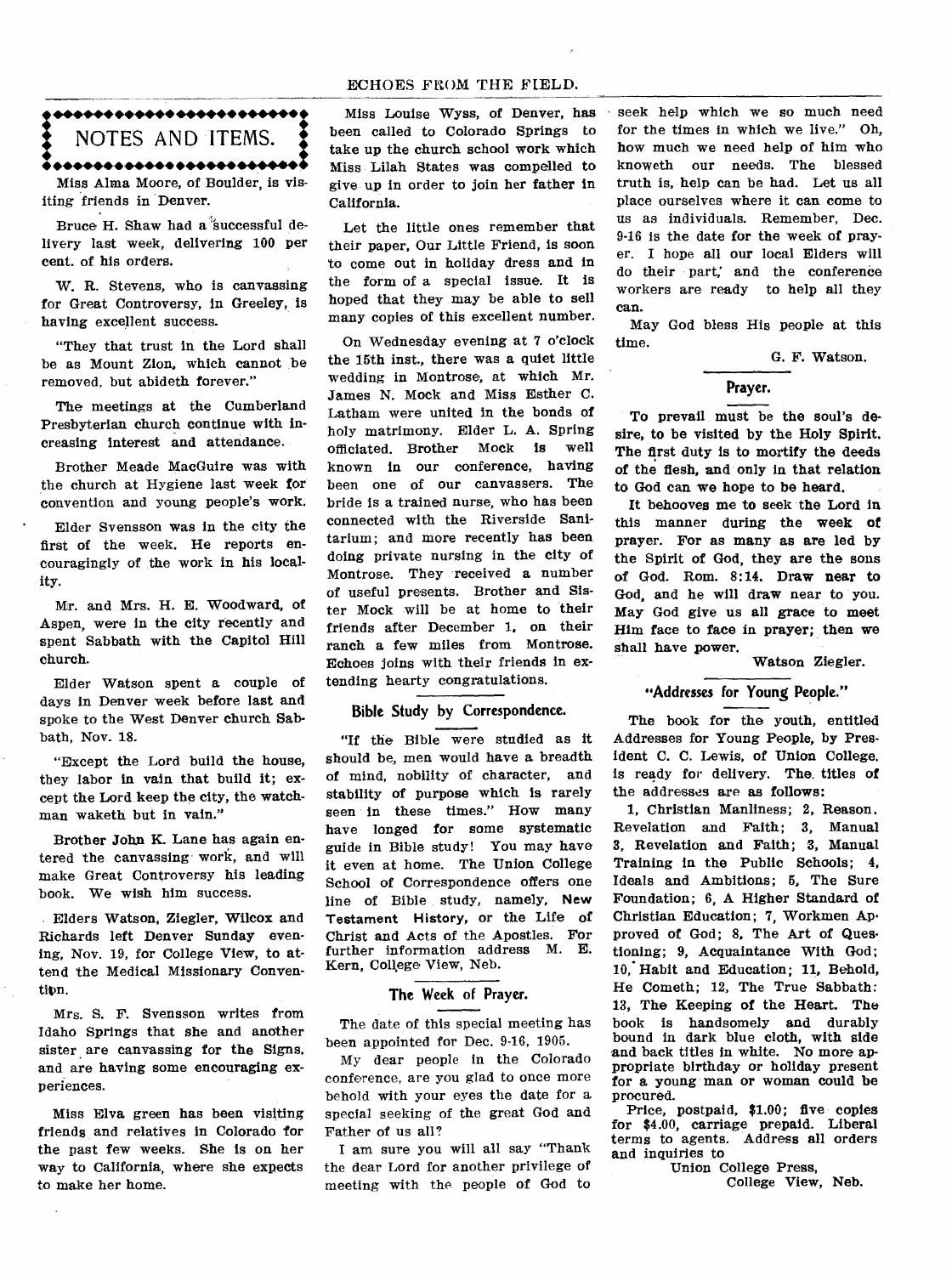## NOTES AND ITEMS.

Miss Alma Moore, of Boulder, is visiting friends in Denver.

Bruce H. Shaw had a successful delivery last week, delivering 100 per cent. of his orders.

W. R. Stevens, who is canvassing for Great Controversy, in Greeley, is having excellent success.

"They that trust in the Lord shall be as Mount Zion, which cannot be removed, but abideth forever."

The meetings at the Cumberland Presbyterian church continue with increasing interest and attendance.

Brother Meade MacGuire was with the church at Hygiene last week for convention and young people's work.

Elder Svensson was in the city the first of the week. He reports encouragingly of the work in his locality.

Mr. and Mrs. H. E. Woodward, of Aspen, were in the city recently and spent Sabbath with the Capitol Hill church.

Elder Watson spent a couple of days in Denver week before last and spoke to the West Denver church Sabbath, Nov. 18.

"Except the Lord build the house, they labor in vain that build it; except the Lord keep the city, the watchman waketh but in vain."

Brother John K. Lane has again entered the canvassing work, and will make Great Controversy his leading book. We wish him success.

Elders Watson, Ziegler, Wilcox and Richards left Denver Sunday evening, Nov. 19, for College View, to attend the Medical Missionary Convention.

Mrs. S. F. Svensson writes from Idaho Springs that she and another sister are canvassing for the Signs, and are having some encouraging experiences.

Miss Elva green has been visiting friends and relatives in Colorado for the past few weeks. She is on her way to California, where she expects to make her home.

Miss Louise Wyss, of Denver, has been called to Colorado Springs to take up the church school work which Miss Lilah States was compelled to give up in order to join her father in California.

Let the little ones remember that their paper, Our Little Friend, is soon to come out in holiday dress and in the form of a special issue. It is hoped that they may be able to sell many copies of this excellent number.

On Wednesday evening at 7 o'clock the 15th inst., there was a quiet little wedding in Montrose, at which Mr. James N. Mock and Miss Esther C. Latham were united in the bonds of holy matrimony. Elder L. A. Spring officiated. Brother Mock is well known in our conference, having been one of our canvassers. The bride is a trained nurse, who has been connected with the Riverside Sanitarium; and more recently has been doing private nursing in the city of Montrose. They received a number of useful presents. Brother and Sister Mock will be at home to their friends after December 1, on their ranch a few miles from Montrose. Echoes joins with their friends in extending hearty congratulations.

### Bible Study by Correspondence.

"If the Bible were studied as it should be, men would have a breadth of mind, nobility of character, and stability of purpose which is rarely seen in these times." How many have longed for some systematic guide in Bible study! You may have it even at home. The Union College School of Correspondence offers one line of Bible study, namely, New Testament History, or the Life of Christ and Acts of the Apostles. For further information address M. E. Kern, College View, Neb.

### The Week of Prayer.

The date of this special meeting has been appointed for Dec. 9-16, 1905.

My dear people in the Colorado conference, are you glad to once more behold with your eyes the date for a special seeking of the great God and Father of us all?

I am sure you will all say "Thank the dear Lord for another privilege of meeting with the people of God to seek help which we so much need for the times in which we live." Oh, how much we need help of him who knoweth our needs. The blessed truth is, help can be had. Let us all place ourselves where it can come to us as individuals. Remember, Dec. 9-16 is the date for the week of prayer. I hope all our local Elders will do their part, and the conference workers are ready to help all they can.

May God bless His people at this time.

G. F. Watson.

### Prayer.

To prevail must be the soul's desire, to be visited by the Holy Spirit. The first duty is to mortify the deeds of the flesh, and only in that relation to God can we hope to be heard.

It behooves me to seek the Lord in this manner during the week of prayer. For as many as are led by the Spirit of God, they are the sons of God. Rom. 8:14. Draw near to God, and he will draw near to you. May God give us all grace to meet Him face to face in prayer; then we shall have power.

Watson Ziegler.

### "Addresses for Young People."

The book for the youth, entitled Addresses for Young People, by President C. C. Lewis, of Union College, is ready for delivery. The titles of the addresses are as follows:

1, Christian Manliness; 2, Reason, Revelation and Faith; 3, Manual 3, Revelation and Faith; 3, Manual Training in the Public Schools; 4, Ideals and Ambitions; 5, The Sure Foundation; 6, A Higher Standard of Christian Education; 7, Workmen Approved of God; 8, The Art of Questioning; 9, Acquaintance With God; 10, Habit and Education; 11, Behold, He Cometh; 12, The True Sabbath; 13, The Keeping of the Heart. The book is handsomely and durably bound in dark blue cloth, with side and back titles in white. No more appropriate birthday or holiday present for a young man or woman could be procured.

Price, postpaid, $1.00; five copies for $4.00, carriage prepaid. Liberal terms to agents. Address all orders and inquiries to

Union College Press,
College View, Neb.